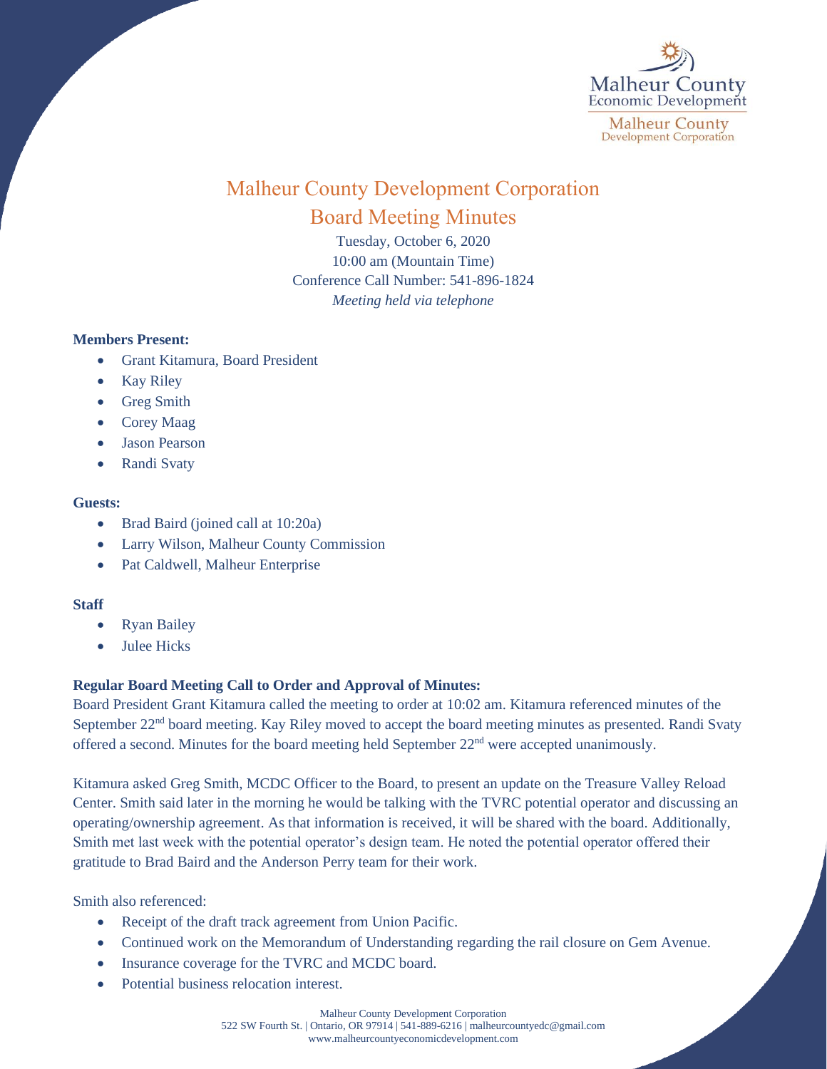# Malheur County Development Corporation

## Board Meeting Minutes

Tuesday, October 6, 2020
10:00 am (Mountain Time)
Conference Call Number: 541-896-1824
*Meeting held via telephone*

**Members Present:**

- Grant Kitamura, Board President
- Kay Riley
- Greg Smith
- Corey Maag
- Jason Pearson
- Randi Svaty

**Guests:**

- Brad Baird (joined call at 10:20a)
- Larry Wilson, Malheur County Commission
- Pat Caldwell, Malheur Enterprise

**Staff**

- Ryan Bailey
- Julee Hicks

**Regular Board Meeting Call to Order and Approval of Minutes:**

Board President Grant Kitamura called the meeting to order at 10:02 am. Kitamura referenced minutes of the September 22nd board meeting. Kay Riley moved to accept the board meeting minutes as presented. Randi Svaty offered a second. Minutes for the board meeting held September 22nd were accepted unanimously.

Kitamura asked Greg Smith, MCDC Officer to the Board, to present an update on the Treasure Valley Reload Center. Smith said later in the morning he would be talking with the TVRC potential operator and discussing an operating/ownership agreement. As that information is received, it will be shared with the board. Additionally, Smith met last week with the potential operator's design team. He noted the potential operator offered their gratitude to Brad Baird and the Anderson Perry team for their work.

Smith also referenced:

- Receipt of the draft track agreement from Union Pacific.
- Continued work on the Memorandum of Understanding regarding the rail closure on Gem Avenue.
- Insurance coverage for the TVRC and MCDC board.
- Potential business relocation interest.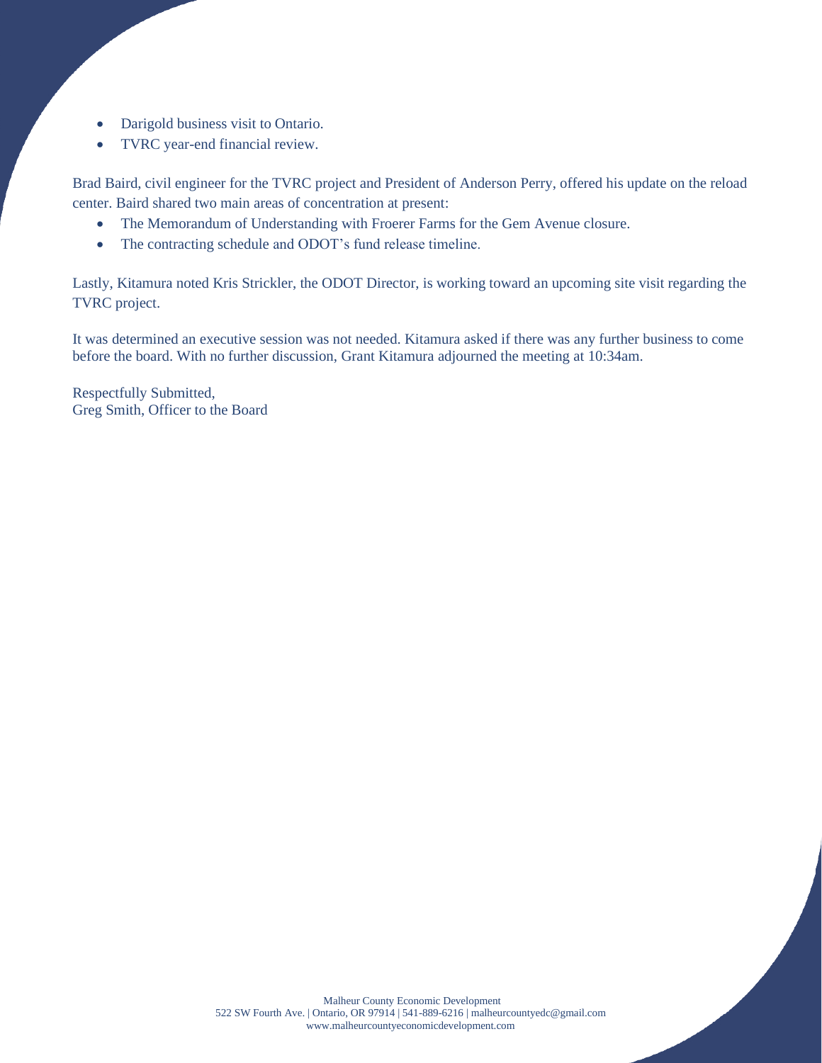- Darigold business visit to Ontario.
- TVRC year-end financial review.

Brad Baird, civil engineer for the TVRC project and President of Anderson Perry, offered his update on the reload center. Baird shared two main areas of concentration at present:

- The Memorandum of Understanding with Froerer Farms for the Gem Avenue closure.
- The contracting schedule and ODOT's fund release timeline.

Lastly, Kitamura noted Kris Strickler, the ODOT Director, is working toward an upcoming site visit regarding the TVRC project.

It was determined an executive session was not needed. Kitamura asked if there was any further business to come before the board. With no further discussion, Grant Kitamura adjourned the meeting at 10:34am.

Respectfully Submitted,
Greg Smith, Officer to the Board